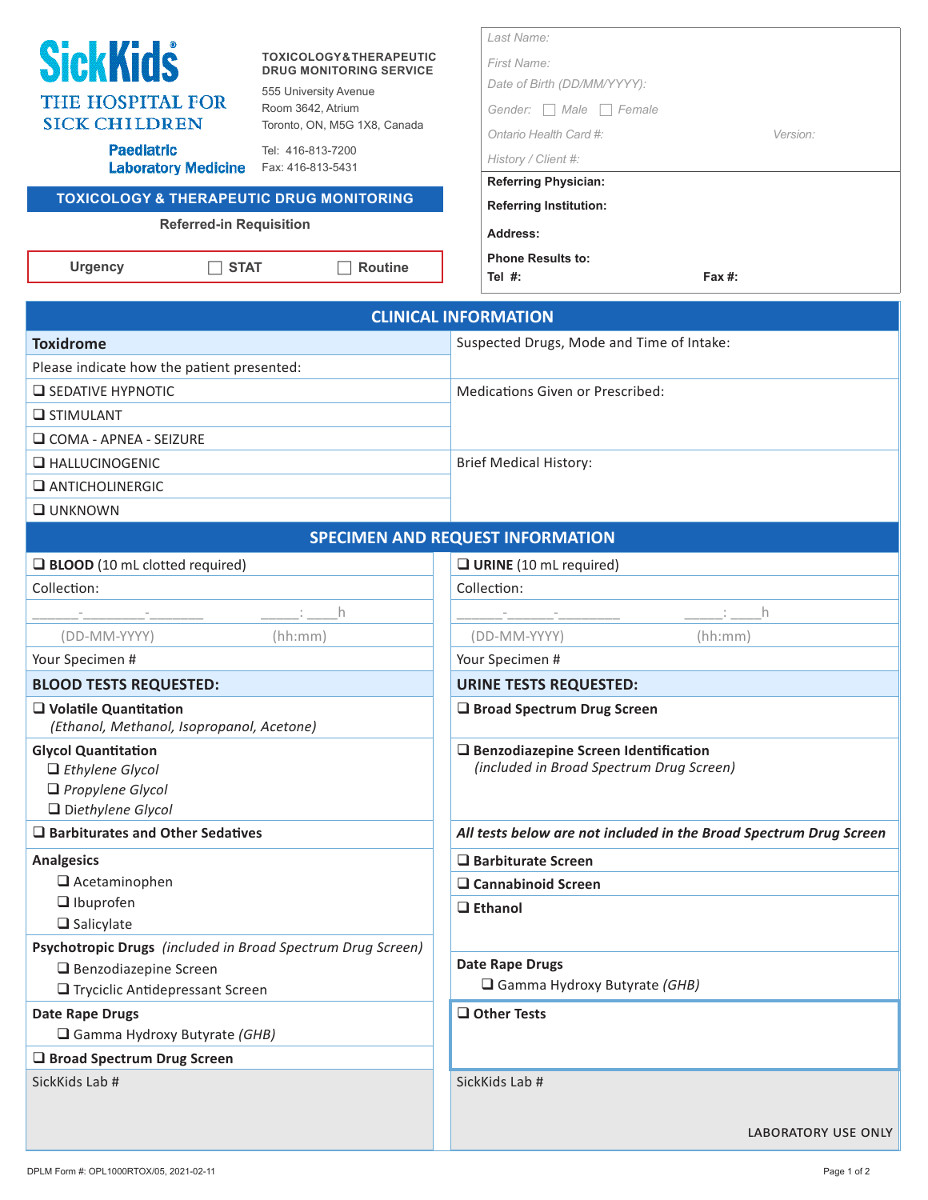**SickKids®**
THE HOSPITAL FOR SICK CHILDREN
**Paediatric Laboratory Medicine**

**TOXICOLOGY & THERAPEUTIC DRUG MONITORING SERVICE**
555 University Avenue
Room 3642, Atrium
Toronto, ON, M5G 1X8, Canada
Tel: 416-813-7200
Fax: 416-813-5431

Last Name:
First Name:
Date of Birth (DD/MM/YYYY):
Gender: ☐ Male ☐ Female
Ontario Health Card #: Version:
History / Client #:

**Referring Physician:**
**Referring Institution:**
**Address:**
**Phone Results to:**
**Tel #:** **Fax #:**

# TOXICOLOGY & THERAPEUTIC DRUG MONITORING

**Referred-in Requisition**

**Urgency** ☐ **STAT** ☐ **Routine**

## CLINICAL INFORMATION

| Toxidrome | |
|---|---|
| Please indicate how the patient presented: | Suspected Drugs, Mode and Time of Intake: |
| ❑ SEDATIVE HYPNOTIC | Medications Given or Prescribed: |
| ❑ STIMULANT | |
| ❑ COMA - APNEA - SEIZURE | |
| ❑ HALLUCINOGENIC | Brief Medical History: |
| ❑ ANTICHOLINERGIC | |
| ❑ UNKNOWN | |

## SPECIMEN AND REQUEST INFORMATION

| ❑ **BLOOD** (10 mL clotted required) | ❑ **URINE** (10 mL required) |
|---|---|
| Collection: | Collection: |
| \_\_\_\_\_-\_\_\_\_\_\_\_-\_\_\_\_\_\_\_ \_\_\_\_\_:\_\_\_\_h | \_\_\_\_\_-\_\_\_\_\_-\_\_\_\_\_\_\_ \_\_\_\_\_:\_\_\_\_h |
| (DD-MM-YYYY) (hh:mm) | (DD-MM-YYYY) (hh:mm) |
| Your Specimen # | Your Specimen # |
| **BLOOD TESTS REQUESTED:** | **URINE TESTS REQUESTED:** |
| ❑ **Volatile Quantitation** *(Ethanol, Methanol, Isopropanol, Acetone)* | ❑ **Broad Spectrum Drug Screen** |
| **Glycol Quantitation** ❑ *Ethylene Glycol* ❑ *Propylene Glycol* ❑ *Diethylene Glycol* | ❑ **Benzodiazepine Screen Identification** *(included in Broad Spectrum Drug Screen)* |
| ❑ **Barbiturates and Other Sedatives** | ***All tests below are not included in the Broad Spectrum Drug Screen*** |
| **Analgesics** ❑ Acetaminophen ❑ Ibuprofen ❑ Salicylate | ❑ **Barbiturate Screen** ❑ **Cannabinoid Screen** ❑ **Ethanol** |
| **Psychotropic Drugs** *(included in Broad Spectrum Drug Screen)* ❑ Benzodiazepine Screen ❑ Tryciclic Antidepressant Screen | **Date Rape Drugs** ❑ Gamma Hydroxy Butyrate *(GHB)* |
| **Date Rape Drugs** ❑ Gamma Hydroxy Butyrate *(GHB)* | ❑ **Other Tests** |
| ❑ **Broad Spectrum Drug Screen** | |
| SickKids Lab # | SickKids Lab # |

LABORATORY USE ONLY

DPLM Form #: OPL1000RTOX/05, 2021-02-11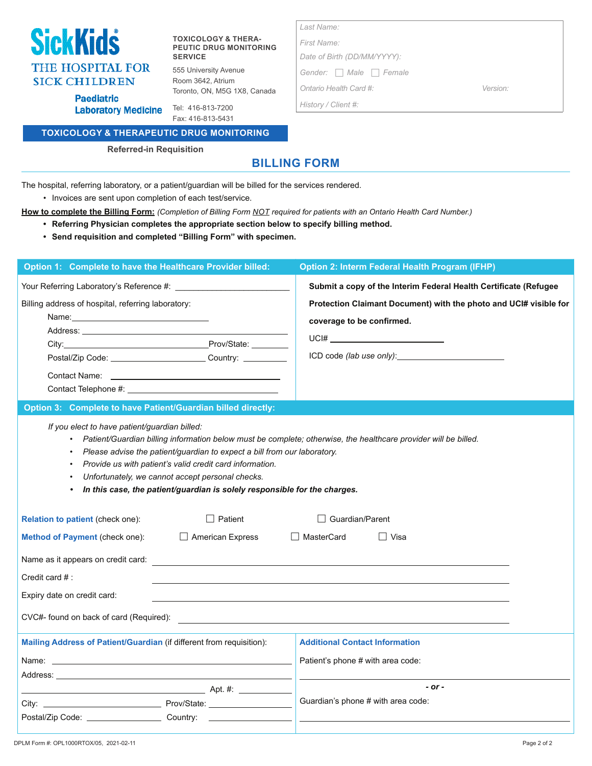**SickKids**
THE HOSPITAL FOR SICK CHILDREN
**Paediatric Laboratory Medicine**

**TOXICOLOGY & THERAPEUTIC DRUG MONITORING SERVICE**
555 University Avenue
Room 3642, Atrium
Toronto, ON, M5G 1X8, Canada

Tel: 416-813-7200
Fax: 416-813-5431

*Last Name:*
*First Name:*
*Date of Birth (DD/MM/YYYY):*
*Gender:* ☐ *Male* ☐ *Female*
*Ontario Health Card #:* *Version:*
*History / Client #:*

## TOXICOLOGY & THERAPEUTIC DRUG MONITORING

**Referred-in Requisition**

# BILLING FORM

The hospital, referring laboratory, or a patient/guardian will be billed for the services rendered.

- Invoices are sent upon completion of each test/service.

**How to complete the Billing Form:** *(Completion of Billing Form NOT required for patients with an Ontario Health Card Number.)*

- **Referring Physician completes the appropriate section below to specify billing method.**
- **Send requisition and completed "Billing Form" with specimen.**

## Option 1: Complete to have the Healthcare Provider billed:

Your Referring Laboratory's Reference #: ______________________

Billing address of hospital, referring laboratory:

Name: ______________________

Address: ______________________

City: ______________________ Prov/State: __________

Postal/Zip Code: ______________ Country: __________

Contact Name: ______________________

Contact Telephone #: ______________________

## Option 2: Interm Federal Health Program (IFHP)

**Submit a copy of the Interim Federal Health Certificate (Refugee Protection Claimant Document) with the photo and UCI# visible for coverage to be confirmed.**

UCI# ______________________

ICD code *(lab use only)*: ______________________

## Option 3: Complete to have Patient/Guardian billed directly:

*If you elect to have patient/guardian billed:*

- *Patient/Guardian billing information below must be complete; otherwise, the healthcare provider will be billed.*
- *Please advise the patient/guardian to expect a bill from our laboratory.*
- *Provide us with patient's valid credit card information.*
- *Unfortunately, we cannot accept personal checks.*
- ***In this case, the patient/guardian is solely responsible for the charges.***

**Relation to patient** (check one): ☐ Patient ☐ Guardian/Parent

**Method of Payment** (check one): ☐ American Express ☐ MasterCard ☐ Visa

Name as it appears on credit card: ______________________

Credit card # : ______________________

Expiry date on credit card: ______________________

CVC#- found on back of card (Required): ______________________

### Mailing Address of Patient/Guardian (if different from requisition):

Name: ______________________

Address: ______________________

______________________ Apt. #: __________

City: ______________________ Prov/State: __________

Postal/Zip Code: ______________ Country: __________

### Additional Contact Information

Patient's phone # with area code:

______________________

***- or -***

Guardian's phone # with area code:

______________________

DPLM Form #: OPL1000RTOX/05, 2021-02-11